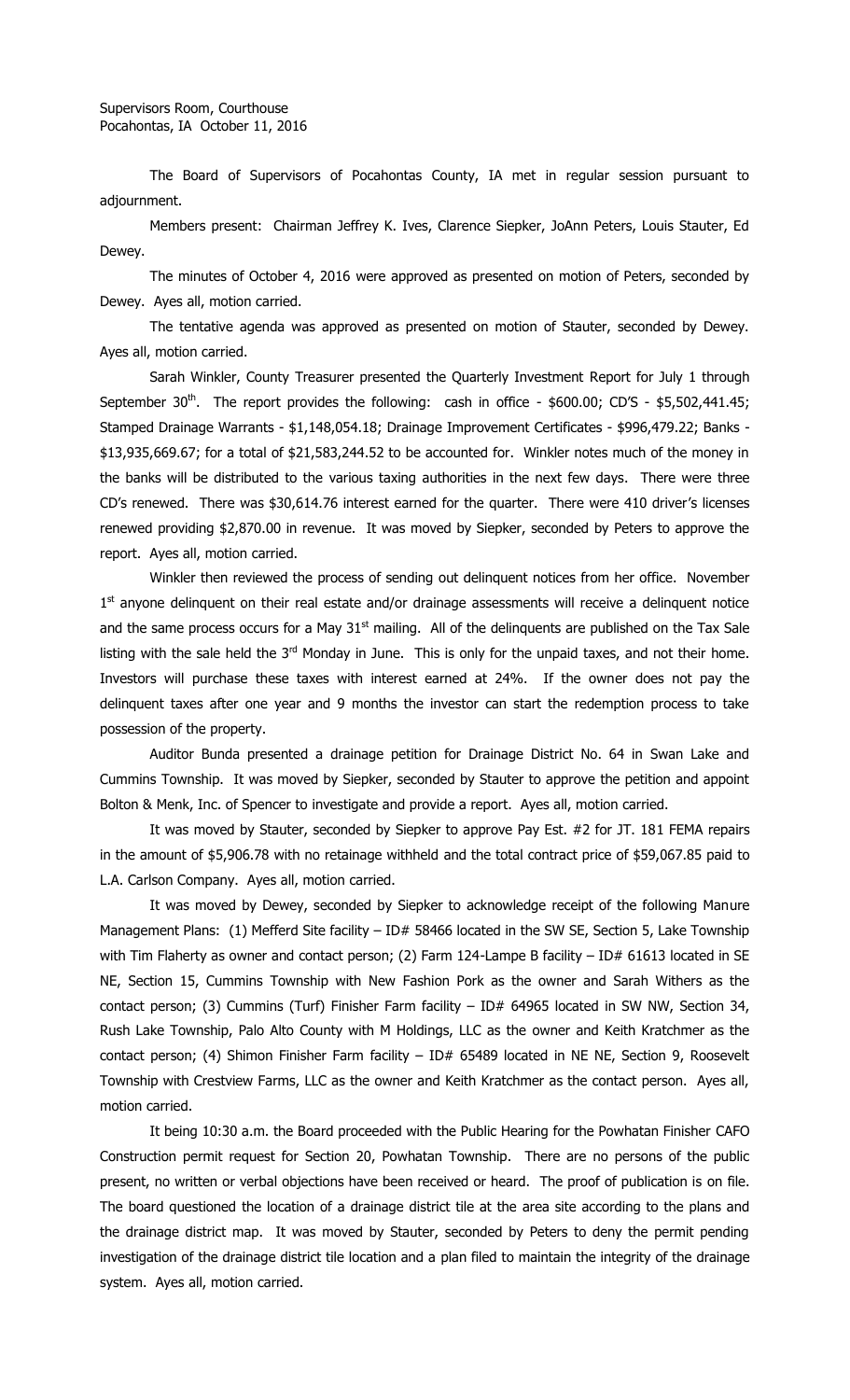Supervisors Room, Courthouse
Pocahontas, IA October 11, 2016

The Board of Supervisors of Pocahontas County, IA met in regular session pursuant to adjournment.

Members present: Chairman Jeffrey K. Ives, Clarence Siepker, JoAnn Peters, Louis Stauter, Ed Dewey.

The minutes of October 4, 2016 were approved as presented on motion of Peters, seconded by Dewey. Ayes all, motion carried.

The tentative agenda was approved as presented on motion of Stauter, seconded by Dewey. Ayes all, motion carried.

Sarah Winkler, County Treasurer presented the Quarterly Investment Report for July 1 through September 30th. The report provides the following: cash in office - $600.00; CD'S - $5,502,441.45; Stamped Drainage Warrants - $1,148,054.18; Drainage Improvement Certificates - $996,479.22; Banks - $13,935,669.67; for a total of $21,583,244.52 to be accounted for. Winkler notes much of the money in the banks will be distributed to the various taxing authorities in the next few days. There were three CD's renewed. There was $30,614.76 interest earned for the quarter. There were 410 driver's licenses renewed providing $2,870.00 in revenue. It was moved by Siepker, seconded by Peters to approve the report. Ayes all, motion carried.

Winkler then reviewed the process of sending out delinquent notices from her office. November 1st anyone delinquent on their real estate and/or drainage assessments will receive a delinquent notice and the same process occurs for a May 31st mailing. All of the delinquents are published on the Tax Sale listing with the sale held the 3rd Monday in June. This is only for the unpaid taxes, and not their home. Investors will purchase these taxes with interest earned at 24%. If the owner does not pay the delinquent taxes after one year and 9 months the investor can start the redemption process to take possession of the property.

Auditor Bunda presented a drainage petition for Drainage District No. 64 in Swan Lake and Cummins Township. It was moved by Siepker, seconded by Stauter to approve the petition and appoint Bolton & Menk, Inc. of Spencer to investigate and provide a report. Ayes all, motion carried.

It was moved by Stauter, seconded by Siepker to approve Pay Est. #2 for JT. 181 FEMA repairs in the amount of $5,906.78 with no retainage withheld and the total contract price of $59,067.85 paid to L.A. Carlson Company. Ayes all, motion carried.

It was moved by Dewey, seconded by Siepker to acknowledge receipt of the following Manure Management Plans: (1) Mefferd Site facility – ID# 58466 located in the SW SE, Section 5, Lake Township with Tim Flaherty as owner and contact person; (2) Farm 124-Lampe B facility – ID# 61613 located in SE NE, Section 15, Cummins Township with New Fashion Pork as the owner and Sarah Withers as the contact person; (3) Cummins (Turf) Finisher Farm facility – ID# 64965 located in SW NW, Section 34, Rush Lake Township, Palo Alto County with M Holdings, LLC as the owner and Keith Kratchmer as the contact person; (4) Shimon Finisher Farm facility – ID# 65489 located in NE NE, Section 9, Roosevelt Township with Crestview Farms, LLC as the owner and Keith Kratchmer as the contact person. Ayes all, motion carried.

It being 10:30 a.m. the Board proceeded with the Public Hearing for the Powhatan Finisher CAFO Construction permit request for Section 20, Powhatan Township. There are no persons of the public present, no written or verbal objections have been received or heard. The proof of publication is on file. The board questioned the location of a drainage district tile at the area site according to the plans and the drainage district map. It was moved by Stauter, seconded by Peters to deny the permit pending investigation of the drainage district tile location and a plan filed to maintain the integrity of the drainage system. Ayes all, motion carried.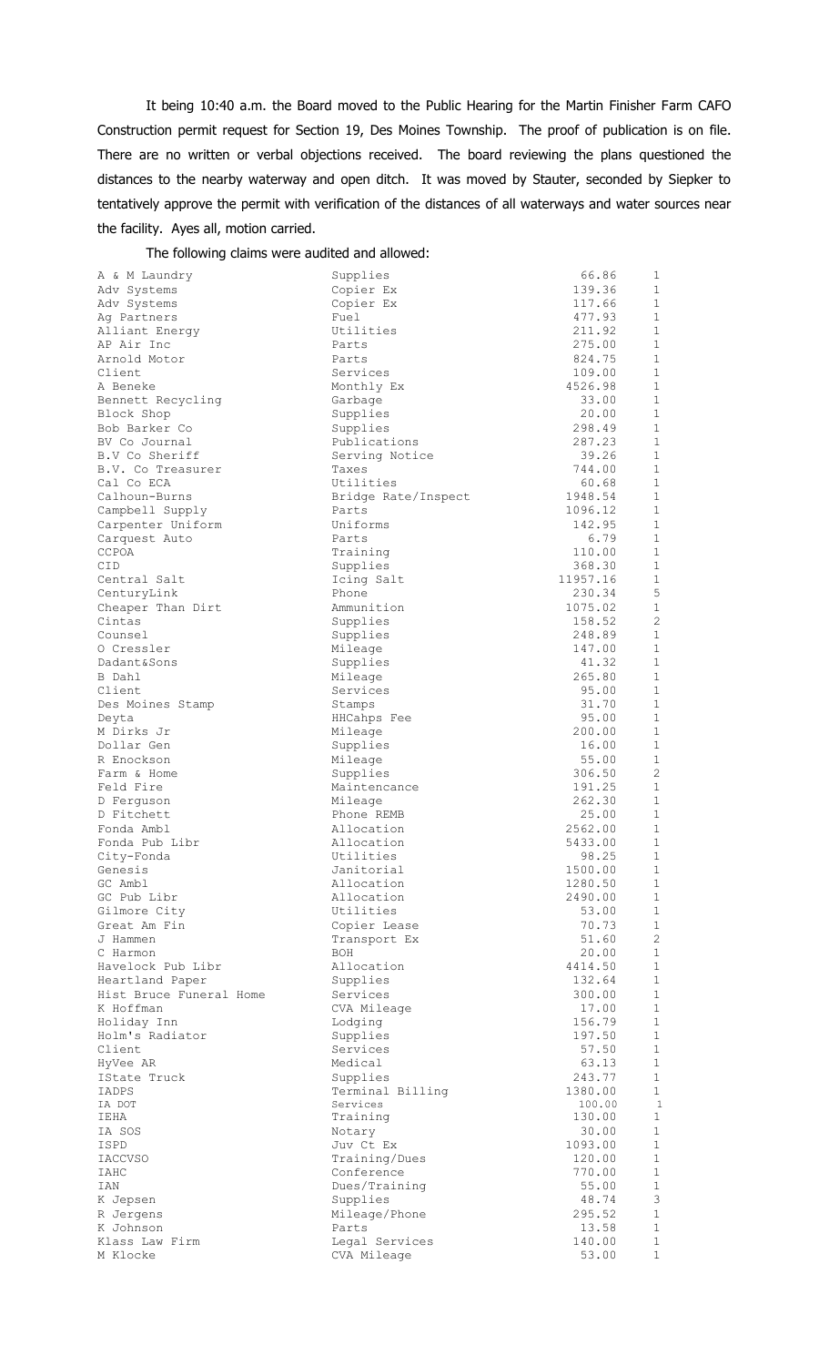It being 10:40 a.m. the Board moved to the Public Hearing for the Martin Finisher Farm CAFO Construction permit request for Section 19, Des Moines Township. The proof of publication is on file. There are no written or verbal objections received. The board reviewing the plans questioned the distances to the nearby waterway and open ditch. It was moved by Stauter, seconded by Siepker to tentatively approve the permit with verification of the distances of all waterways and water sources near the facility. Ayes all, motion carried.

The following claims were audited and allowed:

| | | | |
|---|---|---|---|
| A & M Laundry | Supplies | 66.86 | 1 |
| Adv Systems | Copier Ex | 139.36 | 1 |
| Adv Systems | Copier Ex | 117.66 | 1 |
| Ag Partners | Fuel | 477.93 | 1 |
| Alliant Energy | Utilities | 211.92 | 1 |
| AP Air Inc | Parts | 275.00 | 1 |
| Arnold Motor | Parts | 824.75 | 1 |
| Client | Services | 109.00 | 1 |
| A Beneke | Monthly Ex | 4526.98 | 1 |
| Bennett Recycling | Garbage | 33.00 | 1 |
| Block Shop | Supplies | 20.00 | 1 |
| Bob Barker Co | Supplies | 298.49 | 1 |
| BV Co Journal | Publications | 287.23 | 1 |
| B.V Co Sheriff | Serving Notice | 39.26 | 1 |
| B.V. Co Treasurer | Taxes | 744.00 | 1 |
| Cal Co ECA | Utilities | 60.68 | 1 |
| Calhoun-Burns | Bridge Rate/Inspect | 1948.54 | 1 |
| Campbell Supply | Parts | 1096.12 | 1 |
| Carpenter Uniform | Uniforms | 142.95 | 1 |
| Carquest Auto | Parts | 6.79 | 1 |
| CCPOA | Training | 110.00 | 1 |
| CID | Supplies | 368.30 | 1 |
| Central Salt | Icing Salt | 11957.16 | 1 |
| CenturyLink | Phone | 230.34 | 5 |
| Cheaper Than Dirt | Ammunition | 1075.02 | 1 |
| Cintas | Supplies | 158.52 | 2 |
| Counsel | Supplies | 248.89 | 1 |
| O Cressler | Mileage | 147.00 | 1 |
| Dadant&Sons | Supplies | 41.32 | 1 |
| B Dahl | Mileage | 265.80 | 1 |
| Client | Services | 95.00 | 1 |
| Des Moines Stamp | Stamps | 31.70 | 1 |
| Deyta | HHCahps Fee | 95.00 | 1 |
| M Dirks Jr | Mileage | 200.00 | 1 |
| Dollar Gen | Supplies | 16.00 | 1 |
| R Enockson | Mileage | 55.00 | 1 |
| Farm & Home | Supplies | 306.50 | 2 |
| Feld Fire | Maintencance | 191.25 | 1 |
| D Ferguson | Mileage | 262.30 | 1 |
| D Fitchett | Phone REMB | 25.00 | 1 |
| Fonda Ambl | Allocation | 2562.00 | 1 |
| Fonda Pub Libr | Allocation | 5433.00 | 1 |
| City-Fonda | Utilities | 98.25 | 1 |
| Genesis | Janitorial | 1500.00 | 1 |
| GC Ambl | Allocation | 1280.50 | 1 |
| GC Pub Libr | Allocation | 2490.00 | 1 |
| Gilmore City | Utilities | 53.00 | 1 |
| Great Am Fin | Copier Lease | 70.73 | 1 |
| J Hammen | Transport Ex | 51.60 | 2 |
| C Harmon | BOH | 20.00 | 1 |
| Havelock Pub Libr | Allocation | 4414.50 | 1 |
| Heartland Paper | Supplies | 132.64 | 1 |
| Hist Bruce Funeral Home | Services | 300.00 | 1 |
| K Hoffman | CVA Mileage | 17.00 | 1 |
| Holiday Inn | Lodging | 156.79 | 1 |
| Holm's Radiator | Supplies | 197.50 | 1 |
| Client | Services | 57.50 | 1 |
| HyVee AR | Medical | 63.13 | 1 |
| IState Truck | Supplies | 243.77 | 1 |
| IADPS | Terminal Billing | 1380.00 | 1 |
| IA DOT | Services | 100.00 | 1 |
| IEHA | Training | 130.00 | 1 |
| IA SOS | Notary | 30.00 | 1 |
| ISPD | Juv Ct Ex | 1093.00 | 1 |
| IACCVSO | Training/Dues | 120.00 | 1 |
| IAHC | Conference | 770.00 | 1 |
| IAN | Dues/Training | 55.00 | 1 |
| K Jepsen | Supplies | 48.74 | 3 |
| R Jergens | Mileage/Phone | 295.52 | 1 |
| K Johnson | Parts | 13.58 | 1 |
| Klass Law Firm | Legal Services | 140.00 | 1 |
| M Klocke | CVA Mileage | 53.00 | 1 |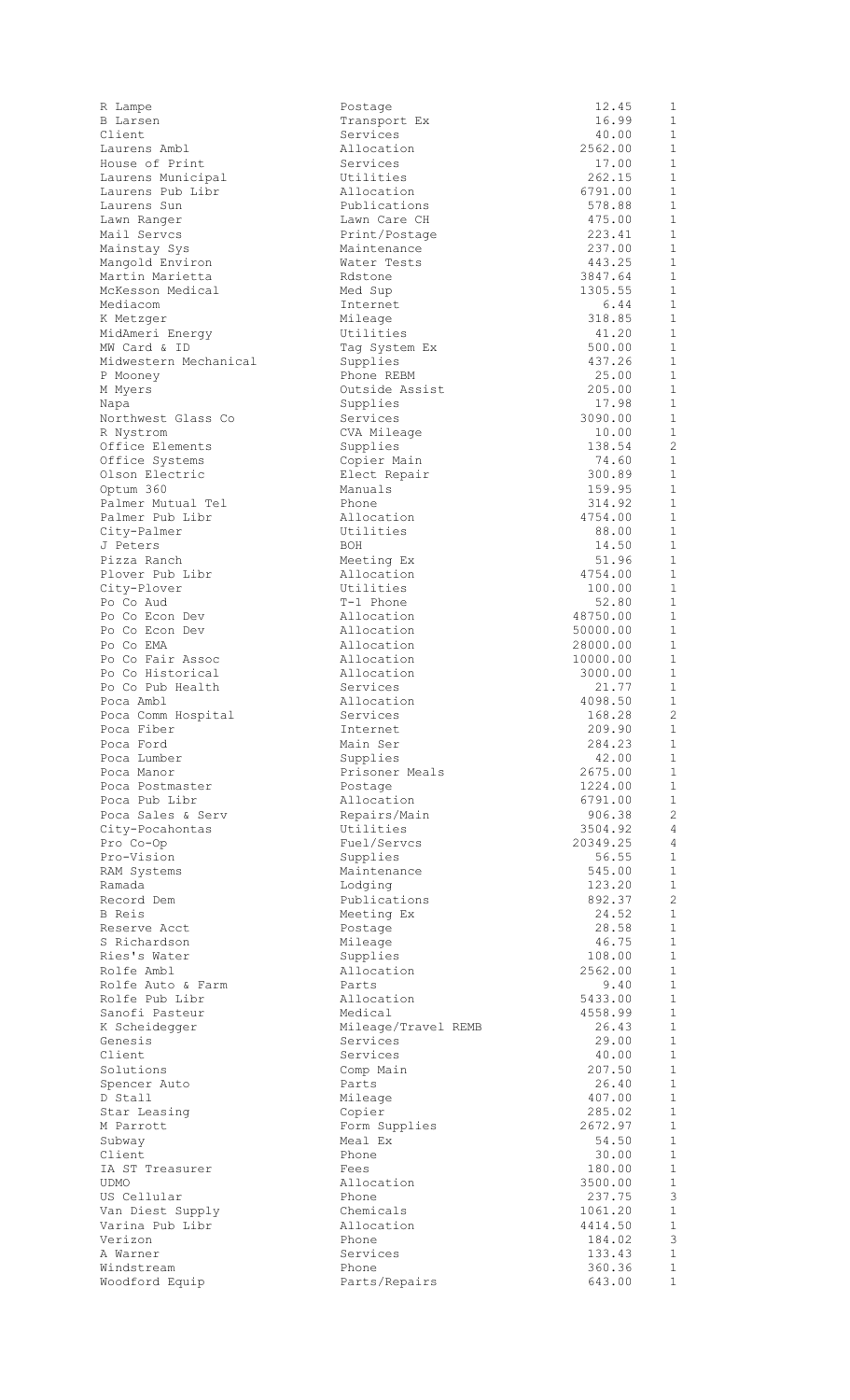| | | | |
|---|---|---|---|
| R Lampe | Postage | 12.45 | 1 |
| B Larsen | Transport Ex | 16.99 | 1 |
| Client | Services | 40.00 | 1 |
| Laurens Ambl | Allocation | 2562.00 | 1 |
| House of Print | Services | 17.00 | 1 |
| Laurens Municipal | Utilities | 262.15 | 1 |
| Laurens Pub Libr | Allocation | 6791.00 | 1 |
| Laurens Sun | Publications | 578.88 | 1 |
| Lawn Ranger | Lawn Care CH | 475.00 | 1 |
| Mail Servcs | Print/Postage | 223.41 | 1 |
| Mainstay Sys | Maintenance | 237.00 | 1 |
| Mangold Environ | Water Tests | 443.25 | 1 |
| Martin Marietta | Rdstone | 3847.64 | 1 |
| McKesson Medical | Med Sup | 1305.55 | 1 |
| Mediacom | Internet | 6.44 | 1 |
| K Metzger | Mileage | 318.85 | 1 |
| MidAmeri Energy | Utilities | 41.20 | 1 |
| MW Card & ID | Tag System Ex | 500.00 | 1 |
| Midwestern Mechanical | Supplies | 437.26 | 1 |
| P Mooney | Phone REBM | 25.00 | 1 |
| M Myers | Outside Assist | 205.00 | 1 |
| Napa | Supplies | 17.98 | 1 |
| Northwest Glass Co | Services | 3090.00 | 1 |
| R Nystrom | CVA Mileage | 10.00 | 1 |
| Office Elements | Supplies | 138.54 | 2 |
| Office Systems | Copier Main | 74.60 | 1 |
| Olson Electric | Elect Repair | 300.89 | 1 |
| Optum 360 | Manuals | 159.95 | 1 |
| Palmer Mutual Tel | Phone | 314.92 | 1 |
| Palmer Pub Libr | Allocation | 4754.00 | 1 |
| City-Palmer | Utilities | 88.00 | 1 |
| J Peters | BOH | 14.50 | 1 |
| Pizza Ranch | Meeting Ex | 51.96 | 1 |
| Plover Pub Libr | Allocation | 4754.00 | 1 |
| City-Plover | Utilities | 100.00 | 1 |
| Po Co Aud | T-1 Phone | 52.80 | 1 |
| Po Co Econ Dev | Allocation | 48750.00 | 1 |
| Po Co Econ Dev | Allocation | 50000.00 | 1 |
| Po Co EMA | Allocation | 28000.00 | 1 |
| Po Co Fair Assoc | Allocation | 10000.00 | 1 |
| Po Co Historical | Allocation | 3000.00 | 1 |
| Po Co Pub Health | Services | 21.77 | 1 |
| Poca Ambl | Allocation | 4098.50 | 1 |
| Poca Comm Hospital | Services | 168.28 | 2 |
| Poca Fiber | Internet | 209.90 | 1 |
| Poca Ford | Main Ser | 284.23 | 1 |
| Poca Lumber | Supplies | 42.00 | 1 |
| Poca Manor | Prisoner Meals | 2675.00 | 1 |
| Poca Postmaster | Postage | 1224.00 | 1 |
| Poca Pub Libr | Allocation | 6791.00 | 1 |
| Poca Sales & Serv | Repairs/Main | 906.38 | 2 |
| City-Pocahontas | Utilities | 3504.92 | 4 |
| Pro Co-Op | Fuel/Servcs | 20349.25 | 4 |
| Pro-Vision | Supplies | 56.55 | 1 |
| RAM Systems | Maintenance | 545.00 | 1 |
| Ramada | Lodging | 123.20 | 1 |
| Record Dem | Publications | 892.37 | 2 |
| B Reis | Meeting Ex | 24.52 | 1 |
| Reserve Acct | Postage | 28.58 | 1 |
| S Richardson | Mileage | 46.75 | 1 |
| Ries's Water | Supplies | 108.00 | 1 |
| Rolfe Ambl | Allocation | 2562.00 | 1 |
| Rolfe Auto & Farm | Parts | 9.40 | 1 |
| Rolfe Pub Libr | Allocation | 5433.00 | 1 |
| Sanofi Pasteur | Medical | 4558.99 | 1 |
| K Scheidegger | Mileage/Travel REMB | 26.43 | 1 |
| Genesis | Services | 29.00 | 1 |
| Client | Services | 40.00 | 1 |
| Solutions | Comp Main | 207.50 | 1 |
| Spencer Auto | Parts | 26.40 | 1 |
| D Stall | Mileage | 407.00 | 1 |
| Star Leasing | Copier | 285.02 | 1 |
| M Parrott | Form Supplies | 2672.97 | 1 |
| Subway | Meal Ex | 54.50 | 1 |
| Client | Phone | 30.00 | 1 |
| IA ST Treasurer | Fees | 180.00 | 1 |
| UDMO | Allocation | 3500.00 | 1 |
| US Cellular | Phone | 237.75 | 3 |
| Van Diest Supply | Chemicals | 1061.20 | 1 |
| Varina Pub Libr | Allocation | 4414.50 | 1 |
| Verizon | Phone | 184.02 | 3 |
| A Warner | Services | 133.43 | 1 |
| Windstream | Phone | 360.36 | 1 |
| Woodford Equip | Parts/Repairs | 643.00 | 1 |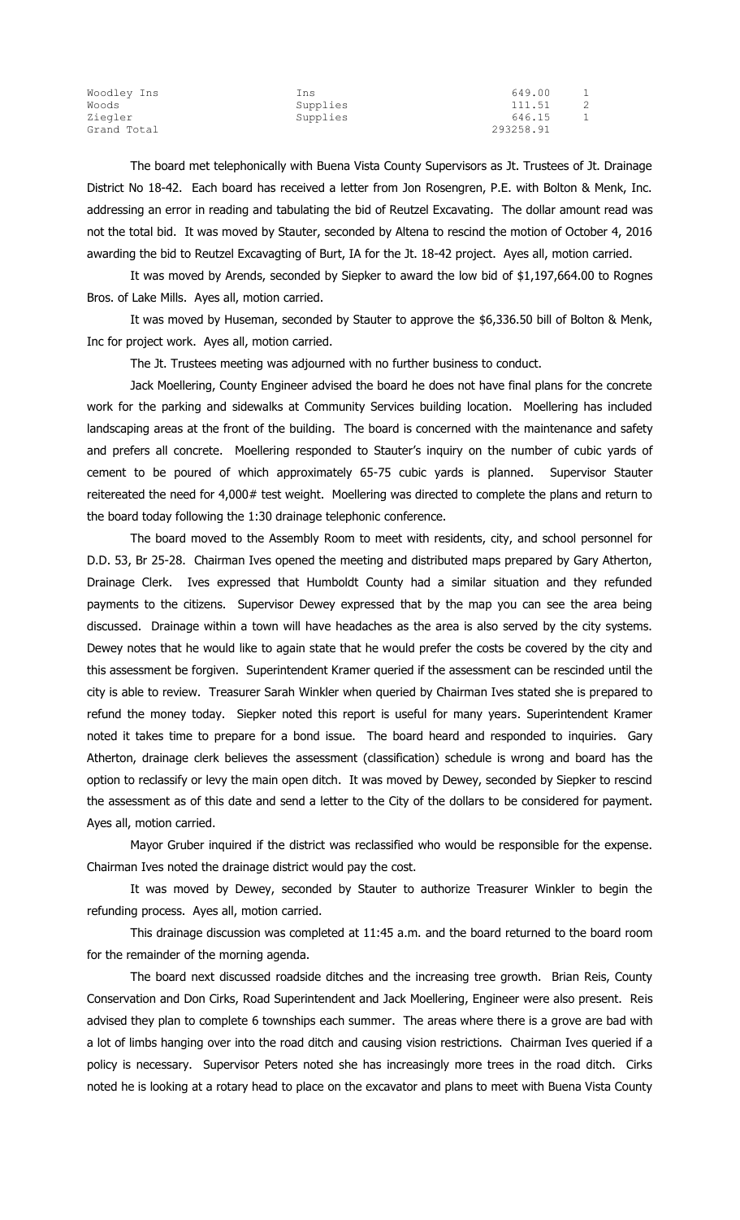| | | | |
|---|---|---|---|
| Woodley Ins | Ins | 649.00 | 1 |
| Woods | Supplies | 111.51 | 2 |
| Ziegler | Supplies | 646.15 | 1 |
| Grand Total | | 293258.91 | |

The board met telephonically with Buena Vista County Supervisors as Jt. Trustees of Jt. Drainage District No 18-42. Each board has received a letter from Jon Rosengren, P.E. with Bolton & Menk, Inc. addressing an error in reading and tabulating the bid of Reutzel Excavating. The dollar amount read was not the total bid. It was moved by Stauter, seconded by Altena to rescind the motion of October 4, 2016 awarding the bid to Reutzel Excavagting of Burt, IA for the Jt. 18-42 project. Ayes all, motion carried.

It was moved by Arends, seconded by Siepker to award the low bid of $1,197,664.00 to Rognes Bros. of Lake Mills. Ayes all, motion carried.

It was moved by Huseman, seconded by Stauter to approve the $6,336.50 bill of Bolton & Menk, Inc for project work. Ayes all, motion carried.

The Jt. Trustees meeting was adjourned with no further business to conduct.

Jack Moellering, County Engineer advised the board he does not have final plans for the concrete work for the parking and sidewalks at Community Services building location. Moellering has included landscaping areas at the front of the building. The board is concerned with the maintenance and safety and prefers all concrete. Moellering responded to Stauter's inquiry on the number of cubic yards of cement to be poured of which approximately 65-75 cubic yards is planned. Supervisor Stauter reitereated the need for 4,000# test weight. Moellering was directed to complete the plans and return to the board today following the 1:30 drainage telephonic conference.

The board moved to the Assembly Room to meet with residents, city, and school personnel for D.D. 53, Br 25-28. Chairman Ives opened the meeting and distributed maps prepared by Gary Atherton, Drainage Clerk. Ives expressed that Humboldt County had a similar situation and they refunded payments to the citizens. Supervisor Dewey expressed that by the map you can see the area being discussed. Drainage within a town will have headaches as the area is also served by the city systems. Dewey notes that he would like to again state that he would prefer the costs be covered by the city and this assessment be forgiven. Superintendent Kramer queried if the assessment can be rescinded until the city is able to review. Treasurer Sarah Winkler when queried by Chairman Ives stated she is prepared to refund the money today. Siepker noted this report is useful for many years. Superintendent Kramer noted it takes time to prepare for a bond issue. The board heard and responded to inquiries. Gary Atherton, drainage clerk believes the assessment (classification) schedule is wrong and board has the option to reclassify or levy the main open ditch. It was moved by Dewey, seconded by Siepker to rescind the assessment as of this date and send a letter to the City of the dollars to be considered for payment. Ayes all, motion carried.

Mayor Gruber inquired if the district was reclassified who would be responsible for the expense. Chairman Ives noted the drainage district would pay the cost.

It was moved by Dewey, seconded by Stauter to authorize Treasurer Winkler to begin the refunding process. Ayes all, motion carried.

This drainage discussion was completed at 11:45 a.m. and the board returned to the board room for the remainder of the morning agenda.

The board next discussed roadside ditches and the increasing tree growth. Brian Reis, County Conservation and Don Cirks, Road Superintendent and Jack Moellering, Engineer were also present. Reis advised they plan to complete 6 townships each summer. The areas where there is a grove are bad with a lot of limbs hanging over into the road ditch and causing vision restrictions. Chairman Ives queried if a policy is necessary. Supervisor Peters noted she has increasingly more trees in the road ditch. Cirks noted he is looking at a rotary head to place on the excavator and plans to meet with Buena Vista County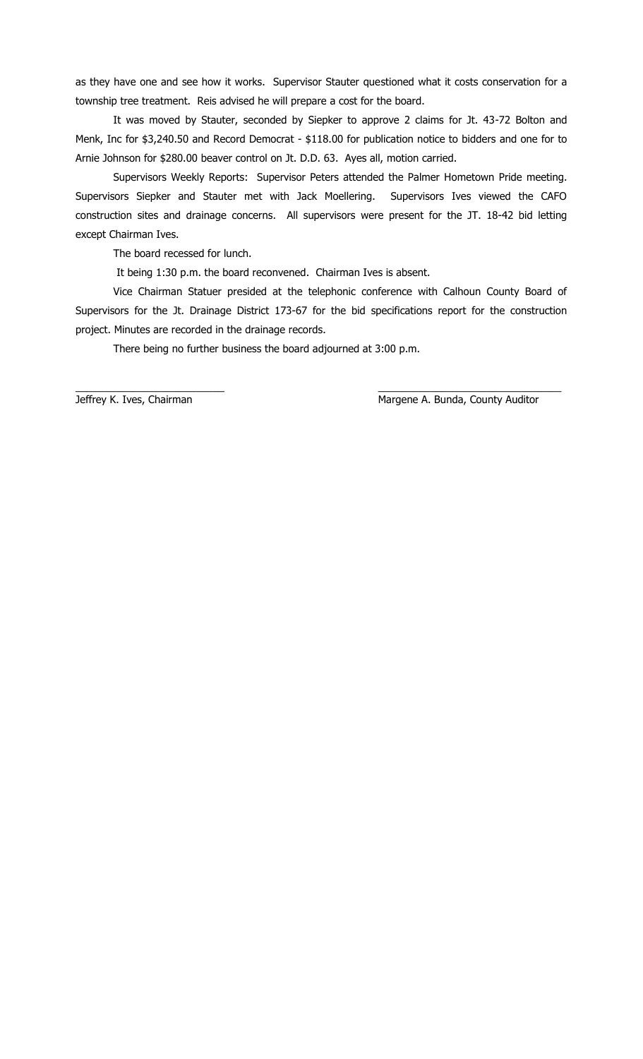as they have one and see how it works. Supervisor Stauter questioned what it costs conservation for a township tree treatment. Reis advised he will prepare a cost for the board.

It was moved by Stauter, seconded by Siepker to approve 2 claims for Jt. 43-72 Bolton and Menk, Inc for $3,240.50 and Record Democrat - $118.00 for publication notice to bidders and one for to Arnie Johnson for $280.00 beaver control on Jt. D.D. 63. Ayes all, motion carried.

Supervisors Weekly Reports: Supervisor Peters attended the Palmer Hometown Pride meeting. Supervisors Siepker and Stauter met with Jack Moellering. Supervisors Ives viewed the CAFO construction sites and drainage concerns. All supervisors were present for the JT. 18-42 bid letting except Chairman Ives.

The board recessed for lunch.

It being 1:30 p.m. the board reconvened. Chairman Ives is absent.

Vice Chairman Statuer presided at the telephonic conference with Calhoun County Board of Supervisors for the Jt. Drainage District 173-67 for the bid specifications report for the construction project. Minutes are recorded in the drainage records.

There being no further business the board adjourned at 3:00 p.m.

\_\_\_\_\_\_\_\_\_\_\_\_\_\_\_\_\_\_\_\_\_\_\_\_\_\_ \_\_\_\_\_\_\_\_\_\_\_\_\_\_\_\_\_\_\_\_\_\_\_\_\_\_\_\_\_\_\_\_\_\_

Jeffrey K. Ives, Chairman Margene A. Bunda, County Auditor